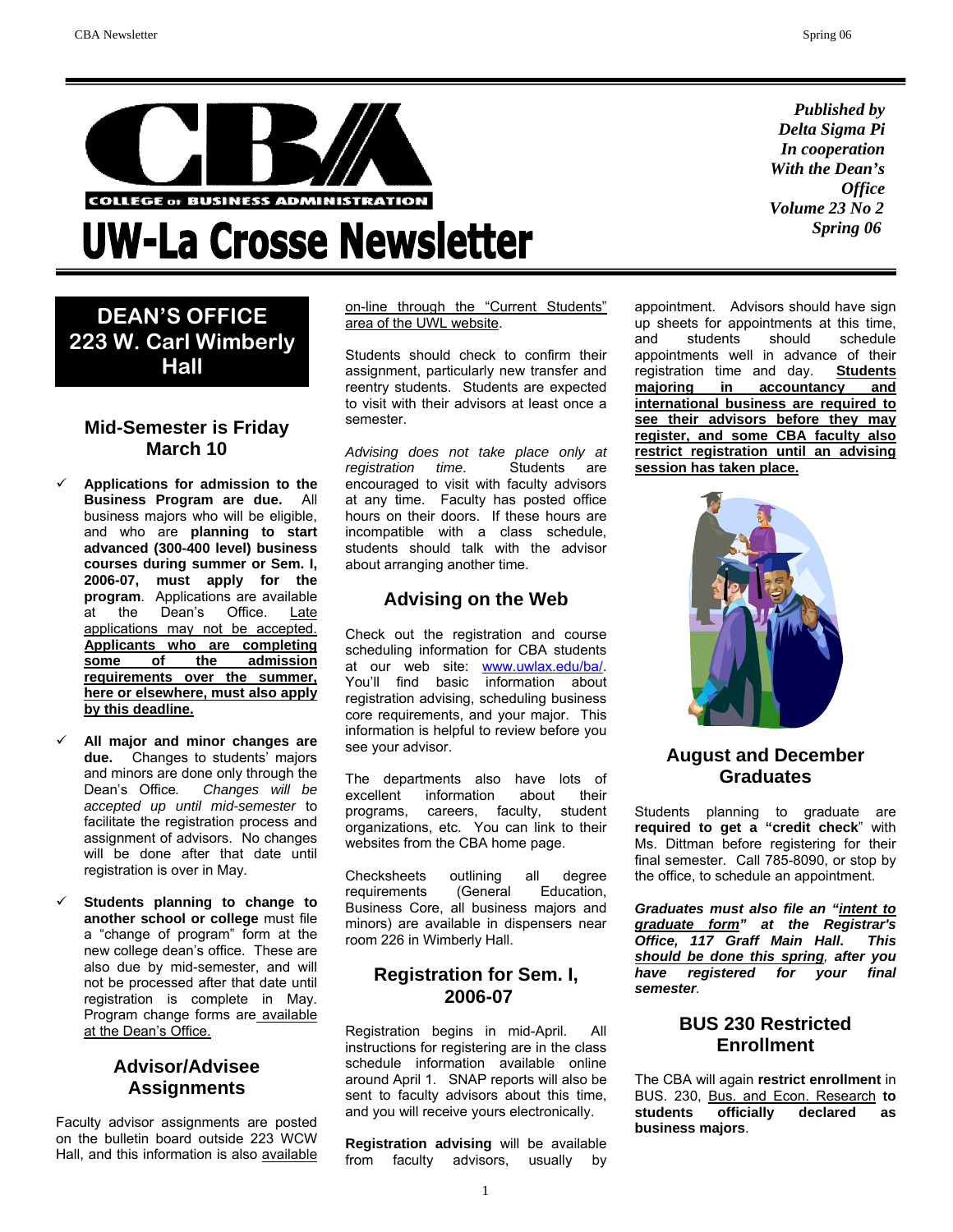# UW-La Crosse Newsletter

COLLEGE OF BUSINESS ADMINISTRATION

***Published by Delta Sigma Pi In cooperation With the Dean's Office Volume 23 No 2 Spring 06***

## DEAN'S OFFICE 223 W. Carl Wimberly Hall

### Mid-Semester is Friday March 10

- ✓ **Applications for admission to the Business Program are due.** All business majors who will be eligible, and who are **planning to start advanced (300-400 level) business courses during summer or Sem. I, 2006-07, must apply for the program**. Applications are available at the Dean's Office. Late applications may not be accepted. **Applicants who are completing some of the admission requirements over the summer, here or elsewhere, must also apply by this deadline.**

- ✓ **All major and minor changes are due.** Changes to students' majors and minors are done only through the Dean's Office. *Changes will be accepted up until mid-semester* to facilitate the registration process and assignment of advisors. No changes will be done after that date until registration is over in May.

- ✓ **Students planning to change to another school or college** must file a "change of program" form at the new college dean's office. These are also due by mid-semester, and will not be processed after that date until registration is complete in May. Program change forms are available at the Dean's Office.

### Advisor/Advisee Assignments

Faculty advisor assignments are posted on the bulletin board outside 223 WCW Hall, and this information is also available on-line through the "Current Students" area of the UWL website.

Students should check to confirm their assignment, particularly new transfer and reentry students. Students are expected to visit with their advisors at least once a semester.

*Advising does not take place only at registration time.* Students are encouraged to visit with faculty advisors at any time. Faculty has posted office hours on their doors. If these hours are incompatible with a class schedule, students should talk with the advisor about arranging another time.

### Advising on the Web

Check out the registration and course scheduling information for CBA students at our web site: www.uwlax.edu/ba/. You'll find basic information about registration advising, scheduling business core requirements, and your major. This information is helpful to review before you see your advisor.

The departments also have lots of excellent information about their programs, careers, faculty, student organizations, etc. You can link to their websites from the CBA home page.

Checksheets outlining all degree requirements (General Education, Business Core, all business majors and minors) are available in dispensers near room 226 in Wimberly Hall.

### Registration for Sem. I, 2006-07

Registration begins in mid-April. All instructions for registering are in the class schedule information available online around April 1. SNAP reports will also be sent to faculty advisors about this time, and you will receive yours electronically.

**Registration advising** will be available from faculty advisors, usually by appointment. Advisors should have sign up sheets for appointments at this time, and students should schedule appointments well in advance of their registration time and day. **Students majoring in accountancy and international business are required to see their advisors before they may register, and some CBA faculty also restrict registration until an advising session has taken place.**

### August and December Graduates

Students planning to graduate are **required to get a "credit check**" with Ms. Dittman before registering for their final semester. Call 785-8090, or stop by the office, to schedule an appointment.

***Graduates must also file an "intent to graduate form" at the Registrar's Office, 117 Graff Main Hall. This should be done this spring, after you have registered for your final semester.***

### BUS 230 Restricted Enrollment

The CBA will again **restrict enrollment** in BUS. 230, Bus. and Econ. Research **to students officially declared as business majors**.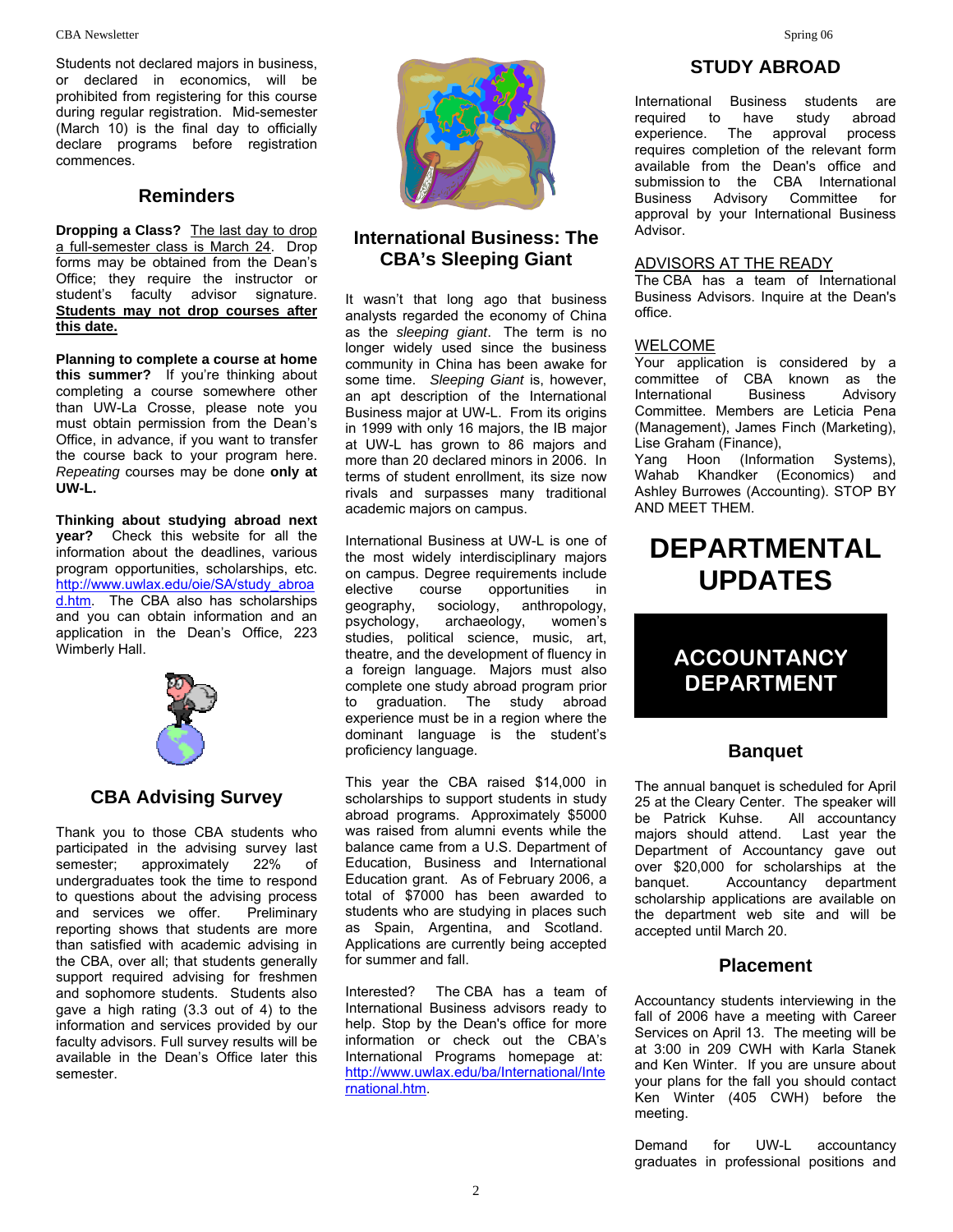Students not declared majors in business, or declared in economics, will be prohibited from registering for this course during regular registration. Mid-semester (March 10) is the final day to officially declare programs before registration commences.

## Reminders

**Dropping a Class?** The last day to drop a full-semester class is March 24. Drop forms may be obtained from the Dean's Office; they require the instructor or student's faculty advisor signature. **Students may not drop courses after this date.**

**Planning to complete a course at home this summer?** If you're thinking about completing a course somewhere other than UW-La Crosse, please note you must obtain permission from the Dean's Office, in advance, if you want to transfer the course back to your program here. *Repeating* courses may be done **only at UW-L.**

**Thinking about studying abroad next year?** Check this website for all the information about the deadlines, various program opportunities, scholarships, etc. http://www.uwlax.edu/oie/SA/study_abroad.htm. The CBA also has scholarships and you can obtain information and an application in the Dean's Office, 223 Wimberly Hall.

## CBA Advising Survey

Thank you to those CBA students who participated in the advising survey last semester; approximately 22% of undergraduates took the time to respond to questions about the advising process and services we offer. Preliminary reporting shows that students are more than satisfied with academic advising in the CBA, over all; that students generally support required advising for freshmen and sophomore students. Students also gave a high rating (3.3 out of 4) to the information and services provided by our faculty advisors. Full survey results will be available in the Dean's Office later this semester.

## International Business: The CBA's Sleeping Giant

It wasn't that long ago that business analysts regarded the economy of China as the *sleeping giant*. The term is no longer widely used since the business community in China has been awake for some time. *Sleeping Giant* is, however, an apt description of the International Business major at UW-L. From its origins in 1999 with only 16 majors, the IB major at UW-L has grown to 86 majors and more than 20 declared minors in 2006. In terms of student enrollment, its size now rivals and surpasses many traditional academic majors on campus.

International Business at UW-L is one of the most widely interdisciplinary majors on campus. Degree requirements include elective course opportunities in geography, sociology, anthropology, psychology, archaeology, women's studies, political science, music, art, theatre, and the development of fluency in a foreign language. Majors must also complete one study abroad program prior to graduation. The study abroad experience must be in a region where the dominant language is the student's proficiency language.

This year the CBA raised $14,000 in scholarships to support students in study abroad programs. Approximately $5000 was raised from alumni events while the balance came from a U.S. Department of Education, Business and International Education grant. As of February 2006, a total of $7000 has been awarded to students who are studying in places such as Spain, Argentina, and Scotland. Applications are currently being accepted for summer and fall.

Interested? The CBA has a team of International Business advisors ready to help. Stop by the Dean's office for more information or check out the CBA's International Programs homepage at: http://www.uwlax.edu/ba/International/International.htm.

## STUDY ABROAD

International Business students are required to have study abroad experience. The approval process requires completion of the relevant form available from the Dean's office and submission to the CBA International Business Advisory Committee for approval by your International Business Advisor.

ADVISORS AT THE READY

The CBA has a team of International Business Advisors. Inquire at the Dean's office.

WELCOME

Your application is considered by a committee of CBA known as the International Business Advisory Committee. Members are Leticia Pena (Management), James Finch (Marketing), Lise Graham (Finance), Yang Hoon (Information Systems), Wahab Khandker (Economics) and Ashley Burrowes (Accounting). STOP BY AND MEET THEM.

# DEPARTMENTAL UPDATES

## ACCOUNTANCY DEPARTMENT

### Banquet

The annual banquet is scheduled for April 25 at the Cleary Center. The speaker will be Patrick Kuhse. All accountancy majors should attend. Last year the Department of Accountancy gave out over $20,000 for scholarships at the banquet. Accountancy department scholarship applications are available on the department web site and will be accepted until March 20.

### Placement

Accountancy students interviewing in the fall of 2006 have a meeting with Career Services on April 13. The meeting will be at 3:00 in 209 CWH with Karla Stanek and Ken Winter. If you are unsure about your plans for the fall you should contact Ken Winter (405 CWH) before the meeting.

Demand for UW-L accountancy graduates in professional positions and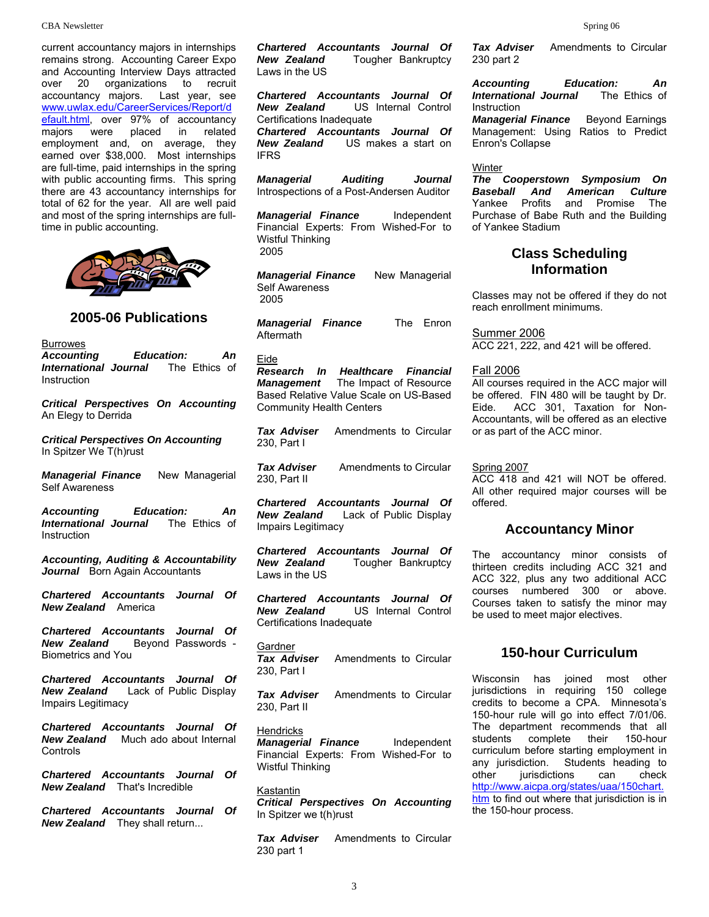current accountancy majors in internships remains strong. Accounting Career Expo and Accounting Interview Days attracted over 20 organizations to recruit accountancy majors. Last year, see www.uwlax.edu/CareerServices/Report/default.html, over 97% of accountancy majors were placed in related employment and, on average, they earned over $38,000. Most internships are full-time, paid internships in the spring with public accounting firms. This spring there are 43 accountancy internships for total of 62 for the year. All are well paid and most of the spring internships are full-time in public accounting.

## 2005-06 Publications

Burrowes

***Accounting Education: An International Journal*** The Ethics of Instruction

***Critical Perspectives On Accounting*** An Elegy to Derrida

***Critical Perspectives On Accounting*** In Spitzer We T(h)rust

***Managerial Finance*** New Managerial Self Awareness

***Accounting Education: An International Journal*** The Ethics of Instruction

***Accounting, Auditing & Accountability Journal*** Born Again Accountants

***Chartered Accountants Journal Of New Zealand*** America

***Chartered Accountants Journal Of New Zealand*** Beyond Passwords - Biometrics and You

***Chartered Accountants Journal Of New Zealand*** Lack of Public Display Impairs Legitimacy

***Chartered Accountants Journal Of New Zealand*** Much ado about Internal Controls

***Chartered Accountants Journal Of New Zealand*** That's Incredible

***Chartered Accountants Journal Of New Zealand*** They shall return...

***Chartered Accountants Journal Of New Zealand*** Tougher Bankruptcy Laws in the US

***Chartered Accountants Journal Of New Zealand*** US Internal Control Certifications Inadequate

***Chartered Accountants Journal Of New Zealand*** US makes a start on IFRS

***Managerial Auditing Journal*** Introspections of a Post-Andersen Auditor

***Managerial Finance*** Independent Financial Experts: From Wished-For to Wistful Thinking
2005

***Managerial Finance*** New Managerial Self Awareness
2005

***Managerial Finance*** The Enron Aftermath

Eide

***Research In Healthcare Financial Management*** The Impact of Resource Based Relative Value Scale on US-Based Community Health Centers

***Tax Adviser*** Amendments to Circular 230, Part I

***Tax Adviser*** Amendments to Circular 230, Part II

***Chartered Accountants Journal Of New Zealand*** Lack of Public Display Impairs Legitimacy

***Chartered Accountants Journal Of New Zealand*** Tougher Bankruptcy Laws in the US

***Chartered Accountants Journal Of New Zealand*** US Internal Control Certifications Inadequate

Gardner

***Tax Adviser*** Amendments to Circular 230, Part I

***Tax Adviser*** Amendments to Circular 230, Part II

Hendricks

***Managerial Finance*** Independent Financial Experts: From Wished-For to Wistful Thinking

Kastantin

***Critical Perspectives On Accounting*** In Spitzer we t(h)rust

***Tax Adviser*** Amendments to Circular 230 part 1

***Tax Adviser*** Amendments to Circular 230 part 2

***Accounting Education: An International Journal*** The Ethics of Instruction

***Managerial Finance*** Beyond Earnings Management: Using Ratios to Predict Enron's Collapse

Winter

***The Cooperstown Symposium On Baseball And American Culture*** Yankee Profits and Promise The Purchase of Babe Ruth and the Building of Yankee Stadium

## Class Scheduling Information

Classes may not be offered if they do not reach enrollment minimums.

Summer 2006

ACC 221, 222, and 421 will be offered.

Fall 2006

All courses required in the ACC major will be offered. FIN 480 will be taught by Dr. Eide. ACC 301, Taxation for Non-Accountants, will be offered as an elective or as part of the ACC minor.

Spring 2007

ACC 418 and 421 will NOT be offered. All other required major courses will be offered.

## Accountancy Minor

The accountancy minor consists of thirteen credits including ACC 321 and ACC 322, plus any two additional ACC courses numbered 300 or above. Courses taken to satisfy the minor may be used to meet major electives.

## 150-hour Curriculum

Wisconsin has joined most other jurisdictions in requiring 150 college credits to become a CPA. Minnesota's 150-hour rule will go into effect 7/01/06. The department recommends that all students complete their 150-hour curriculum before starting employment in any jurisdiction. Students heading to other jurisdictions can check http://www.aicpa.org/states/uaa/150chart.htm to find out where that jurisdiction is in the 150-hour process.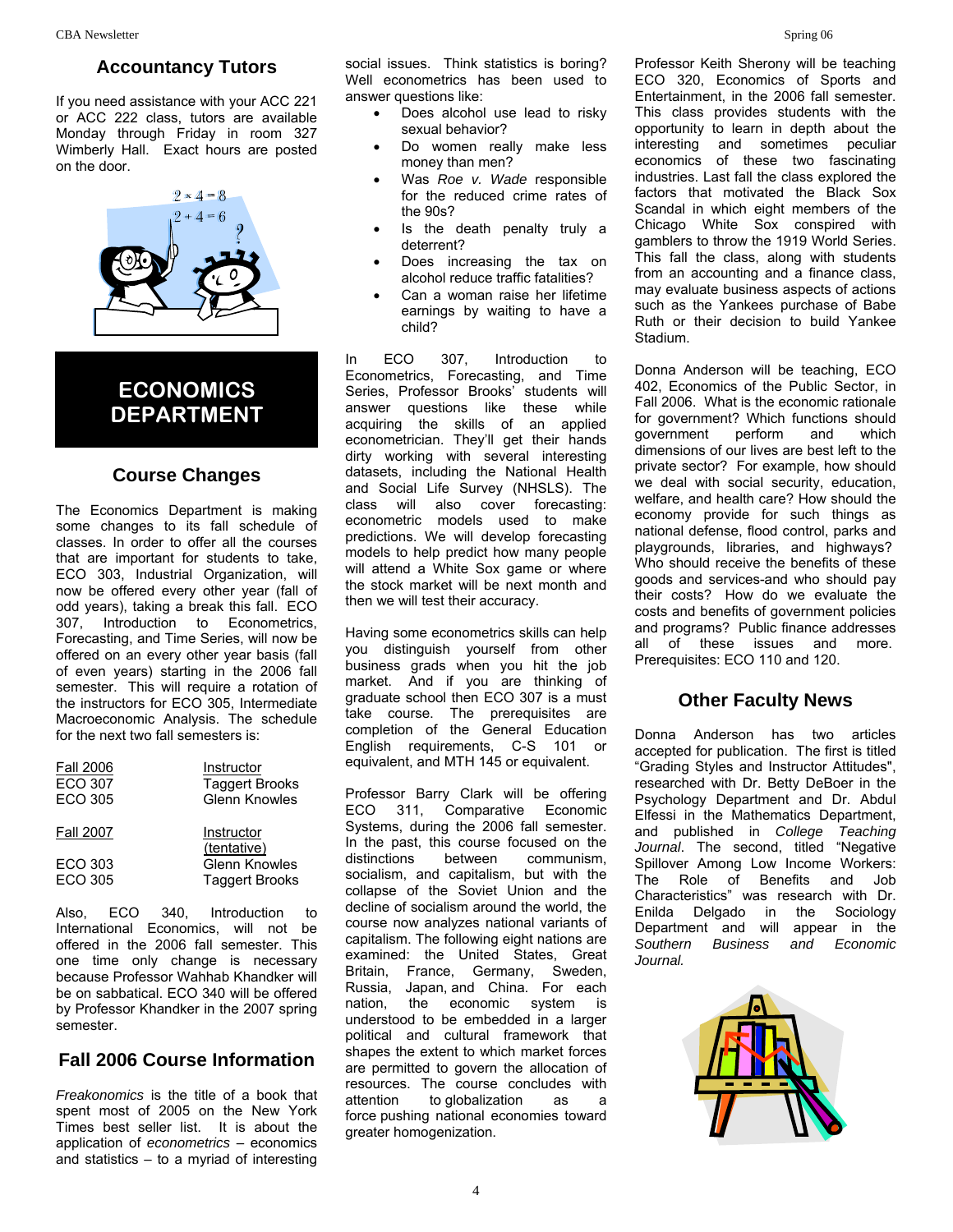## Accountancy Tutors

If you need assistance with your ACC 221 or ACC 222 class, tutors are available Monday through Friday in room 327 Wimberly Hall. Exact hours are posted on the door.

# ECONOMICS DEPARTMENT

## Course Changes

The Economics Department is making some changes to its fall schedule of classes. In order to offer all the courses that are important for students to take, ECO 303, Industrial Organization, will now be offered every other year (fall of odd years), taking a break this fall. ECO 307, Introduction to Econometrics, Forecasting, and Time Series, will now be offered on an every other year basis (fall of even years) starting in the 2006 fall semester. This will require a rotation of the instructors for ECO 305, Intermediate Macroeconomic Analysis. The schedule for the next two fall semesters is:

| Fall 2006 | Instructor |
|---|---|
| ECO 307 | Taggert Brooks |
| ECO 305 | Glenn Knowles |

| Fall 2007 | Instructor (tentative) |
|---|---|
| ECO 303 | Glenn Knowles |
| ECO 305 | Taggert Brooks |

Also, ECO 340, Introduction to International Economics, will not be offered in the 2006 fall semester. This one time only change is necessary because Professor Wahhab Khandker will be on sabbatical. ECO 340 will be offered by Professor Khandker in the 2007 spring semester.

## Fall 2006 Course Information

*Freakonomics* is the title of a book that spent most of 2005 on the New York Times best seller list. It is about the application of *econometrics* – economics and statistics – to a myriad of interesting social issues. Think statistics is boring? Well econometrics has been used to answer questions like:

- Does alcohol use lead to risky sexual behavior?
- Do women really make less money than men?
- Was *Roe v. Wade* responsible for the reduced crime rates of the 90s?
- Is the death penalty truly a deterrent?
- Does increasing the tax on alcohol reduce traffic fatalities?
- Can a woman raise her lifetime earnings by waiting to have a child?

In ECO 307, Introduction to Econometrics, Forecasting, and Time Series, Professor Brooks' students will answer questions like these while acquiring the skills of an applied econometrician. They'll get their hands dirty working with several interesting datasets, including the National Health and Social Life Survey (NHSLS). The class will also cover forecasting: econometric models used to make predictions. We will develop forecasting models to help predict how many people will attend a White Sox game or where the stock market will be next month and then we will test their accuracy.

Having some econometrics skills can help you distinguish yourself from other business grads when you hit the job market. And if you are thinking of graduate school then ECO 307 is a must take course. The prerequisites are completion of the General Education English requirements, C-S 101 or equivalent, and MTH 145 or equivalent.

Professor Barry Clark will be offering ECO 311, Comparative Economic Systems, during the 2006 fall semester. In the past, this course focused on the distinctions between communism, socialism, and capitalism, but with the collapse of the Soviet Union and the decline of socialism around the world, the course now analyzes national variants of capitalism. The following eight nations are examined: the United States, Great Britain, France, Germany, Sweden, Russia, Japan, and China. For each nation, the economic system is understood to be embedded in a larger political and cultural framework that shapes the extent to which market forces are permitted to govern the allocation of resources. The course concludes with attention to globalization as a force pushing national economies toward greater homogenization.

Professor Keith Sherony will be teaching ECO 320, Economics of Sports and Entertainment, in the 2006 fall semester. This class provides students with the opportunity to learn in depth about the interesting and sometimes peculiar economics of these two fascinating industries. Last fall the class explored the factors that motivated the Black Sox Scandal in which eight members of the Chicago White Sox conspired with gamblers to throw the 1919 World Series. This fall the class, along with students from an accounting and a finance class, may evaluate business aspects of actions such as the Yankees purchase of Babe Ruth or their decision to build Yankee Stadium.

Donna Anderson will be teaching, ECO 402, Economics of the Public Sector, in Fall 2006. What is the economic rationale for government? Which functions should government perform and which dimensions of our lives are best left to the private sector? For example, how should we deal with social security, education, welfare, and health care? How should the economy provide for such things as national defense, flood control, parks and playgrounds, libraries, and highways? Who should receive the benefits of these goods and services-and who should pay their costs? How do we evaluate the costs and benefits of government policies and programs? Public finance addresses all of these issues and more. Prerequisites: ECO 110 and 120.

## Other Faculty News

Donna Anderson has two articles accepted for publication. The first is titled "Grading Styles and Instructor Attitudes", researched with Dr. Betty DeBoer in the Psychology Department and Dr. Abdul Elfessi in the Mathematics Department, and published in *College Teaching Journal*. The second, titled "Negative Spillover Among Low Income Workers: The Role of Benefits and Job Characteristics" was research with Dr. Enilda Delgado in the Sociology Department and will appear in the *Southern Business and Economic Journal.*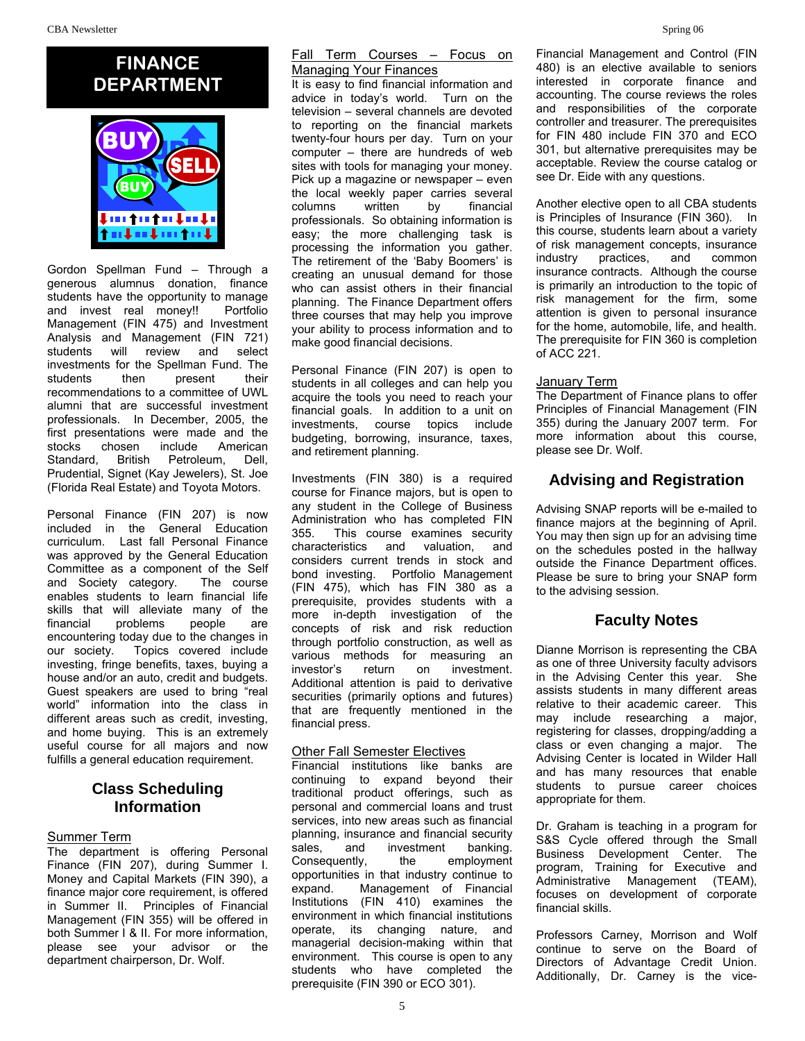# FINANCE DEPARTMENT

Gordon Spellman Fund – Through a generous alumnus donation, finance students have the opportunity to manage and invest real money!! Portfolio Management (FIN 475) and Investment Analysis and Management (FIN 721) students will review and select investments for the Spellman Fund. The students then present their recommendations to a committee of UWL alumni that are successful investment professionals. In December, 2005, the first presentations were made and the stocks chosen include American Standard, British Petroleum, Dell, Prudential, Signet (Kay Jewelers), St. Joe (Florida Real Estate) and Toyota Motors.

Personal Finance (FIN 207) is now included in the General Education curriculum. Last fall Personal Finance was approved by the General Education Committee as a component of the Self and Society category. The course enables students to learn financial life skills that will alleviate many of the financial problems people are encountering today due to the changes in our society. Topics covered include investing, fringe benefits, taxes, buying a house and/or an auto, credit and budgets. Guest speakers are used to bring "real world" information into the class in different areas such as credit, investing, and home buying. This is an extremely useful course for all majors and now fulfills a general education requirement.

## Class Scheduling Information

Summer Term

The department is offering Personal Finance (FIN 207), during Summer I. Money and Capital Markets (FIN 390), a finance major core requirement, is offered in Summer II. Principles of Financial Management (FIN 355) will be offered in both Summer I & II. For more information, please see your advisor or the department chairperson, Dr. Wolf.

Fall Term Courses – Focus on Managing Your Finances

It is easy to find financial information and advice in today's world. Turn on the television – several channels are devoted to reporting on the financial markets twenty-four hours per day. Turn on your computer – there are hundreds of web sites with tools for managing your money. Pick up a magazine or newspaper – even the local weekly paper carries several columns written by financial professionals. So obtaining information is easy; the more challenging task is processing the information you gather. The retirement of the 'Baby Boomers' is creating an unusual demand for those who can assist others in their financial planning. The Finance Department offers three courses that may help you improve your ability to process information and to make good financial decisions.

Personal Finance (FIN 207) is open to students in all colleges and can help you acquire the tools you need to reach your financial goals. In addition to a unit on investments, course topics include budgeting, borrowing, insurance, taxes, and retirement planning.

Investments (FIN 380) is a required course for Finance majors, but is open to any student in the College of Business Administration who has completed FIN 355. This course examines security characteristics and valuation, and considers current trends in stock and bond investing. Portfolio Management (FIN 475), which has FIN 380 as a prerequisite, provides students with a more in-depth investigation of the concepts of risk and risk reduction through portfolio construction, as well as various methods for measuring an investor's return on investment. Additional attention is paid to derivative securities (primarily options and futures) that are frequently mentioned in the financial press.

Other Fall Semester Electives

Financial institutions like banks are continuing to expand beyond their traditional product offerings, such as personal and commercial loans and trust services, into new areas such as financial planning, insurance and financial security sales, and investment banking. Consequently, the employment opportunities in that industry continue to expand. Management of Financial Institutions (FIN 410) examines the environment in which financial institutions operate, its changing nature, and managerial decision-making within that environment. This course is open to any students who have completed the prerequisite (FIN 390 or ECO 301).

Financial Management and Control (FIN 480) is an elective available to seniors interested in corporate finance and accounting. The course reviews the roles and responsibilities of the corporate controller and treasurer. The prerequisites for FIN 480 include FIN 370 and ECO 301, but alternative prerequisites may be acceptable. Review the course catalog or see Dr. Eide with any questions.

Another elective open to all CBA students is Principles of Insurance (FIN 360). In this course, students learn about a variety of risk management concepts, insurance industry practices, and common insurance contracts. Although the course is primarily an introduction to the topic of risk management for the firm, some attention is given to personal insurance for the home, automobile, life, and health. The prerequisite for FIN 360 is completion of ACC 221.

January Term

The Department of Finance plans to offer Principles of Financial Management (FIN 355) during the January 2007 term. For more information about this course, please see Dr. Wolf.

## Advising and Registration

Advising SNAP reports will be e-mailed to finance majors at the beginning of April. You may then sign up for an advising time on the schedules posted in the hallway outside the Finance Department offices. Please be sure to bring your SNAP form to the advising session.

## Faculty Notes

Dianne Morrison is representing the CBA as one of three University faculty advisors in the Advising Center this year. She assists students in many different areas relative to their academic career. This may include researching a major, registering for classes, dropping/adding a class or even changing a major. The Advising Center is located in Wilder Hall and has many resources that enable students to pursue career choices appropriate for them.

Dr. Graham is teaching in a program for S&S Cycle offered through the Small Business Development Center. The program, Training for Executive and Administrative Management (TEAM), focuses on development of corporate financial skills.

Professors Carney, Morrison and Wolf continue to serve on the Board of Directors of Advantage Credit Union. Additionally, Dr. Carney is the vice-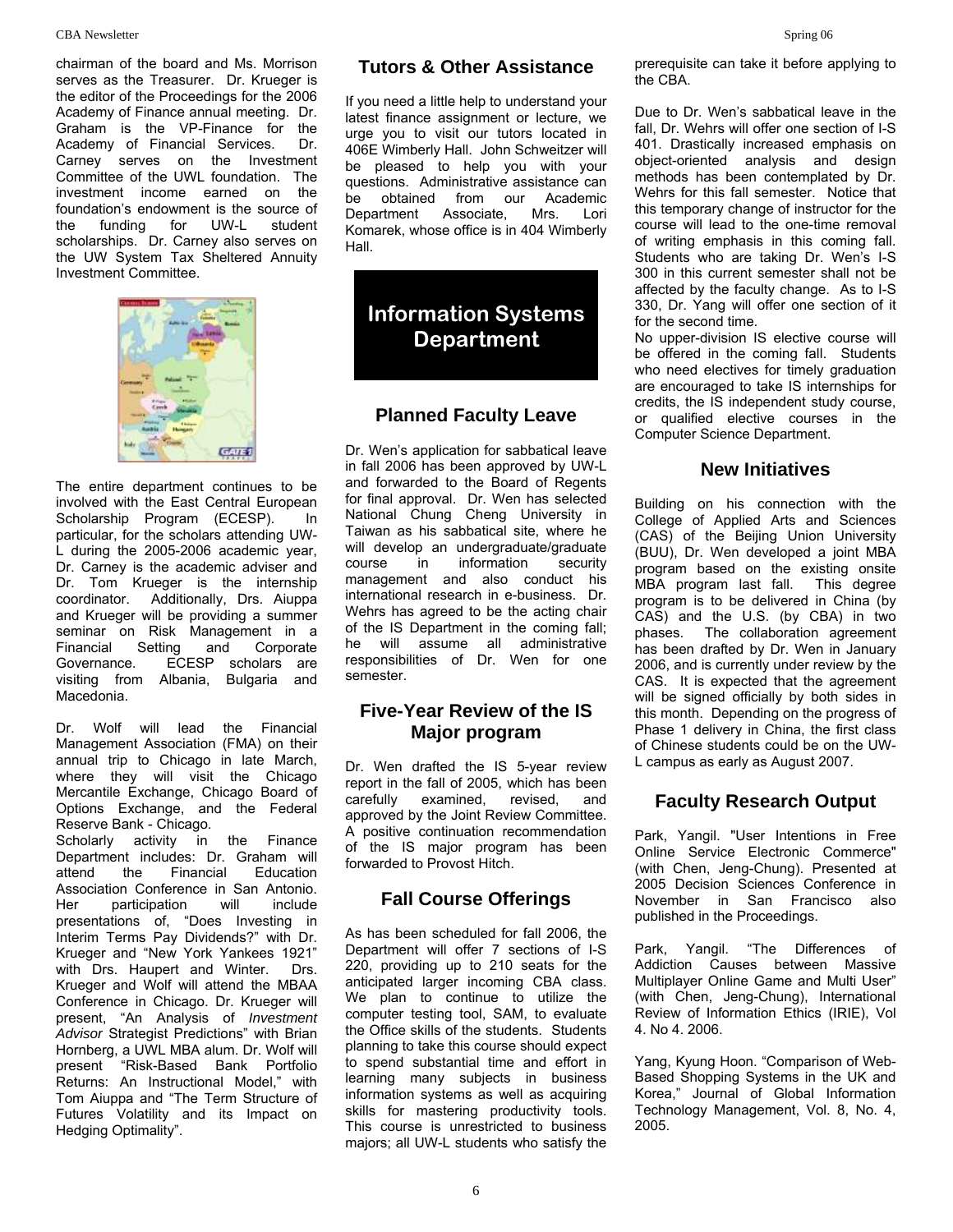chairman of the board and Ms. Morrison serves as the Treasurer. Dr. Krueger is the editor of the Proceedings for the 2006 Academy of Finance annual meeting. Dr. Graham is the VP-Finance for the Academy of Financial Services. Dr. Carney serves on the Investment Committee of the UWL foundation. The investment income earned on the foundation's endowment is the source of the funding for UW-L student scholarships. Dr. Carney also serves on the UW System Tax Sheltered Annuity Investment Committee.

The entire department continues to be involved with the East Central European Scholarship Program (ECESP). In particular, for the scholars attending UW-L during the 2005-2006 academic year, Dr. Carney is the academic adviser and Dr. Tom Krueger is the internship coordinator. Additionally, Drs. Aiuppa and Krueger will be providing a summer seminar on Risk Management in a Financial Setting and Corporate Governance. ECESP scholars are visiting from Albania, Bulgaria and Macedonia.

Dr. Wolf will lead the Financial Management Association (FMA) on their annual trip to Chicago in late March, where they will visit the Chicago Mercantile Exchange, Chicago Board of Options Exchange, and the Federal Reserve Bank - Chicago.

Scholarly activity in the Finance Department includes: Dr. Graham will attend the Financial Education Association Conference in San Antonio. Her participation will include presentations of, "Does Investing in Interim Terms Pay Dividends?" with Dr. Krueger and "New York Yankees 1921" with Drs. Haupert and Winter. Drs. Krueger and Wolf will attend the MBAA Conference in Chicago. Dr. Krueger will present, "An Analysis of *Investment Advisor* Strategist Predictions" with Brian Hornberg, a UWL MBA alum. Dr. Wolf will present "Risk-Based Bank Portfolio Returns: An Instructional Model," with Tom Aiuppa and "The Term Structure of Futures Volatility and its Impact on Hedging Optimality".

## Tutors & Other Assistance

If you need a little help to understand your latest finance assignment or lecture, we urge you to visit our tutors located in 406E Wimberly Hall. John Schweitzer will be pleased to help you with your questions. Administrative assistance can be obtained from our Academic Department Associate, Mrs. Lori Komarek, whose office is in 404 Wimberly Hall.

# Information Systems Department

## Planned Faculty Leave

Dr. Wen's application for sabbatical leave in fall 2006 has been approved by UW-L and forwarded to the Board of Regents for final approval. Dr. Wen has selected National Chung Cheng University in Taiwan as his sabbatical site, where he will develop an undergraduate/graduate course in information security management and also conduct his international research in e-business. Dr. Wehrs has agreed to be the acting chair of the IS Department in the coming fall; he will assume all administrative responsibilities of Dr. Wen for one semester.

## Five-Year Review of the IS Major program

Dr. Wen drafted the IS 5-year review report in the fall of 2005, which has been carefully examined, revised, and approved by the Joint Review Committee. A positive continuation recommendation of the IS major program has been forwarded to Provost Hitch.

## Fall Course Offerings

As has been scheduled for fall 2006, the Department will offer 7 sections of I-S 220, providing up to 210 seats for the anticipated larger incoming CBA class. We plan to continue to utilize the computer testing tool, SAM, to evaluate the Office skills of the students. Students planning to take this course should expect to spend substantial time and effort in learning many subjects in business information systems as well as acquiring skills for mastering productivity tools. This course is unrestricted to business majors; all UW-L students who satisfy the prerequisite can take it before applying to the CBA.

Due to Dr. Wen's sabbatical leave in the fall, Dr. Wehrs will offer one section of I-S 401. Drastically increased emphasis on object-oriented analysis and design methods has been contemplated by Dr. Wehrs for this fall semester. Notice that this temporary change of instructor for the course will lead to the one-time removal of writing emphasis in this coming fall. Students who are taking Dr. Wen's I-S 300 in this current semester shall not be affected by the faculty change. As to I-S 330, Dr. Yang will offer one section of it for the second time.

No upper-division IS elective course will be offered in the coming fall. Students who need electives for timely graduation are encouraged to take IS internships for credits, the IS independent study course, or qualified elective courses in the Computer Science Department.

## New Initiatives

Building on his connection with the College of Applied Arts and Sciences (CAS) of the Beijing Union University (BUU), Dr. Wen developed a joint MBA program based on the existing onsite MBA program last fall. This degree program is to be delivered in China (by CAS) and the U.S. (by CBA) in two phases. The collaboration agreement has been drafted by Dr. Wen in January 2006, and is currently under review by the CAS. It is expected that the agreement will be signed officially by both sides in this month. Depending on the progress of Phase 1 delivery in China, the first class of Chinese students could be on the UW-L campus as early as August 2007.

## Faculty Research Output

Park, Yangil. "User Intentions in Free Online Service Electronic Commerce" (with Chen, Jeng-Chung). Presented at 2005 Decision Sciences Conference in November in San Francisco also published in the Proceedings.

Park, Yangil. "The Differences of Addiction Causes between Massive Multiplayer Online Game and Multi User" (with Chen, Jeng-Chung), International Review of Information Ethics (IRIE), Vol 4. No 4. 2006.

Yang, Kyung Hoon. "Comparison of Web-Based Shopping Systems in the UK and Korea," Journal of Global Information Technology Management, Vol. 8, No. 4, 2005.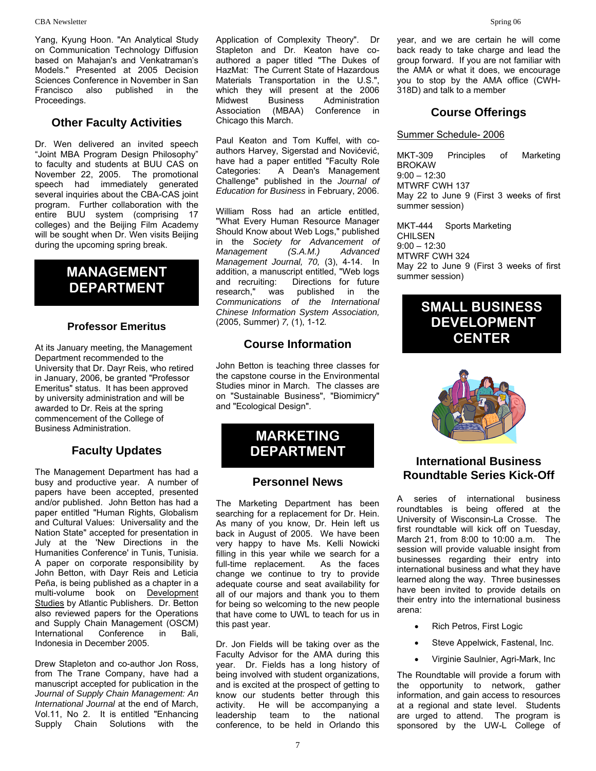Yang, Kyung Hoon. "An Analytical Study on Communication Technology Diffusion based on Mahajan's and Venkatraman's Models." Presented at 2005 Decision Sciences Conference in November in San Francisco also published in the Proceedings.

## Other Faculty Activities

Dr. Wen delivered an invited speech "Joint MBA Program Design Philosophy" to faculty and students at BUU CAS on November 22, 2005. The promotional speech had immediately generated several inquiries about the CBA-CAS joint program. Further collaboration with the entire BUU system (comprising 17 colleges) and the Beijing Film Academy will be sought when Dr. Wen visits Beijing during the upcoming spring break.

# MANAGEMENT DEPARTMENT

## Professor Emeritus

At its January meeting, the Management Department recommended to the University that Dr. Dayr Reis, who retired in January, 2006, be granted "Professor Emeritus" status. It has been approved by university administration and will be awarded to Dr. Reis at the spring commencement of the College of Business Administration.

## Faculty Updates

The Management Department has had a busy and productive year. A number of papers have been accepted, presented and/or published. John Betton has had a paper entitled "Human Rights, Globalism and Cultural Values: Universality and the Nation State" accepted for presentation in July at the 'New Directions in the Humanities Conference' in Tunis, Tunisia. A paper on corporate responsibility by John Betton, with Dayr Reis and Leticia Peña, is being published as a chapter in a multi-volume book on Development Studies by Atlantic Publishers. Dr. Betton also reviewed papers for the Operations and Supply Chain Management (OSCM) International Conference in Bali, Indonesia in December 2005.

Drew Stapleton and co-author Jon Ross, from The Trane Company, have had a manuscript accepted for publication in the *Journal of Supply Chain Management: An International Journal* at the end of March, Vol.11, No 2. It is entitled "Enhancing Supply Chain Solutions with the Application of Complexity Theory". Dr Stapleton and Dr. Keaton have co-authored a paper titled "The Dukes of HazMat: The Current State of Hazardous Materials Transportation in the U.S.", which they will present at the 2006 Midwest Business Administration Association (MBAA) Conference in Chicago this March.

Paul Keaton and Tom Kuffel, with co-authors Harvey, Sigerstad and Novićević, have had a paper titled "Faculty Role Categories: A Dean's Management Challenge" published in the *Journal of Education for Business* in February, 2006.

William Ross had an article entitled, "What Every Human Resource Manager Should Know about Web Logs," published in the *Society for Advancement of Management (S.A.M.) Advanced Management Journal, 70,* (3), 4-14. In addition, a manuscript entitled, "Web logs and recruiting: Directions for future research," was published in the *Communications of the International Chinese Information System Association,* (2005, Summer) *7,* (1), 1-12.

## Course Information

John Betton is teaching three classes for the capstone course in the Environmental Studies minor in March. The classes are on "Sustainable Business", "Biomimicry" and "Ecological Design".

# MARKETING DEPARTMENT

## Personnel News

The Marketing Department has been searching for a replacement for Dr. Hein. As many of you know, Dr. Hein left us back in August of 2005. We have been very happy to have Ms. Kelli Nowicki filling in this year while we search for a full-time replacement. As the faces change we continue to try to provide adequate course and seat availability for all of our majors and thank you to them for being so welcoming to the new people that have come to UWL to teach for us in this past year.

Dr. Jon Fields will be taking over as the Faculty Advisor for the AMA during this year. Dr. Fields has a long history of being involved with student organizations, and is excited at the prospect of getting to know our students better through this activity. He will be accompanying a leadership team to the national conference, to be held in Orlando this year, and we are certain he will come back ready to take charge and lead the group forward. If you are not familiar with the AMA or what it does, we encourage you to stop by the AMA office (CWH-318D) and talk to a member

## Course Offerings

Summer Schedule- 2006

MKT-309 Principles of Marketing
BROKAW
9:00 – 12:30
MTWRF CWH 137
May 22 to June 9 (First 3 weeks of first summer session)

MKT-444 Sports Marketing
CHILSEN
9:00 – 12:30
MTWRF CWH 324
May 22 to June 9 (First 3 weeks of first summer session)

# SMALL BUSINESS DEVELOPMENT CENTER

## International Business Roundtable Series Kick-Off

A series of international business roundtables is being offered at the University of Wisconsin-La Crosse. The first roundtable will kick off on Tuesday, March 21, from 8:00 to 10:00 a.m. The session will provide valuable insight from businesses regarding their entry into international business and what they have learned along the way. Three businesses have been invited to provide details on their entry into the international business arena:

- Rich Petros, First Logic
- Steve Appelwick, Fastenal, Inc.
- Virginie Saulnier, Agri-Mark, Inc

The Roundtable will provide a forum with the opportunity to network, gather information, and gain access to resources at a regional and state level. Students are urged to attend. The program is sponsored by the UW-L College of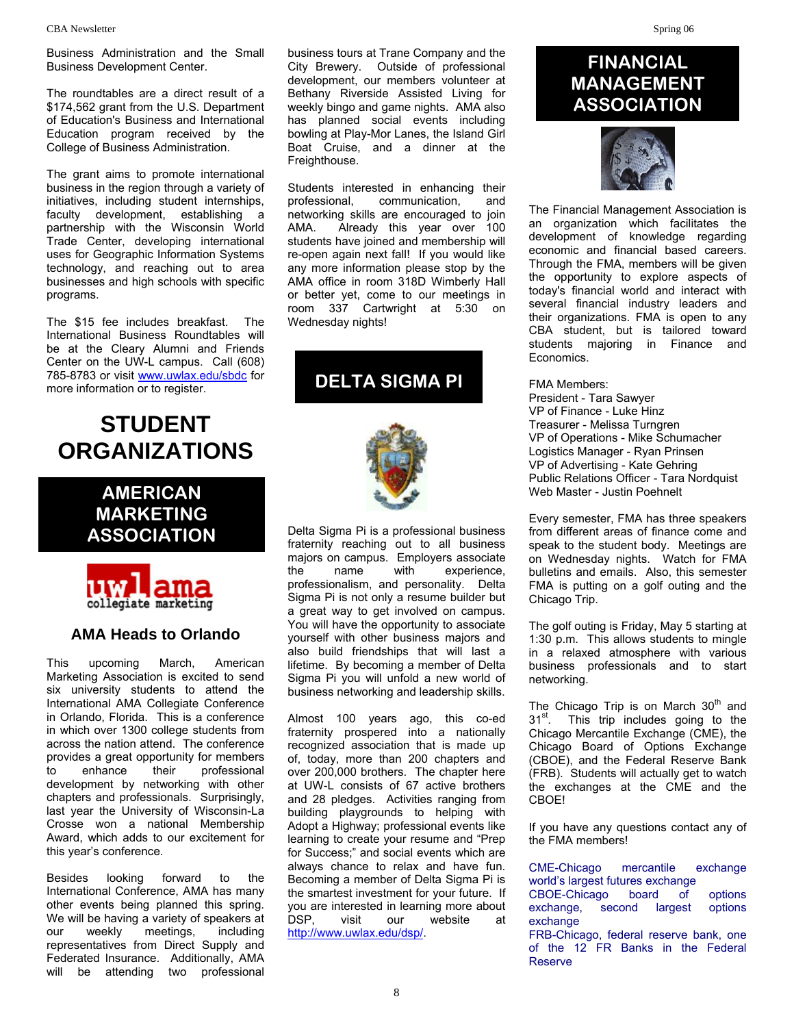Business Administration and the Small Business Development Center.

The roundtables are a direct result of a $174,562 grant from the U.S. Department of Education's Business and International Education program received by the College of Business Administration.

The grant aims to promote international business in the region through a variety of initiatives, including student internships, faculty development, establishing a partnership with the Wisconsin World Trade Center, developing international uses for Geographic Information Systems technology, and reaching out to area businesses and high schools with specific programs.

The $15 fee includes breakfast. The International Business Roundtables will be at the Cleary Alumni and Friends Center on the UW-L campus. Call (608) 785-8783 or visit www.uwlax.edu/sbdc for more information or to register.

# STUDENT ORGANIZATIONS

## AMERICAN MARKETING ASSOCIATION

uwl ama collegiate marketing

### AMA Heads to Orlando

This upcoming March, American Marketing Association is excited to send six university students to attend the International AMA Collegiate Conference in Orlando, Florida. This is a conference in which over 1300 college students from across the nation attend. The conference provides a great opportunity for members to enhance their professional development by networking with other chapters and professionals. Surprisingly, last year the University of Wisconsin-La Crosse won a national Membership Award, which adds to our excitement for this year's conference.

Besides looking forward to the International Conference, AMA has many other events being planned this spring. We will be having a variety of speakers at our weekly meetings, including representatives from Direct Supply and Federated Insurance. Additionally, AMA will be attending two professional business tours at Trane Company and the City Brewery. Outside of professional development, our members volunteer at Bethany Riverside Assisted Living for weekly bingo and game nights. AMA also has planned social events including bowling at Play-Mor Lanes, the Island Girl Boat Cruise, and a dinner at the Freighthouse.

Students interested in enhancing their professional, communication, and networking skills are encouraged to join AMA. Already this year over 100 students have joined and membership will re-open again next fall! If you would like any more information please stop by the AMA office in room 318D Wimberly Hall or better yet, come to our meetings in room 337 Cartwright at 5:30 on Wednesday nights!

## DELTA SIGMA PI

Delta Sigma Pi is a professional business fraternity reaching out to all business majors on campus. Employers associate the name with experience, professionalism, and personality. Delta Sigma Pi is not only a resume builder but a great way to get involved on campus. You will have the opportunity to associate yourself with other business majors and also build friendships that will last a lifetime. By becoming a member of Delta Sigma Pi you will unfold a new world of business networking and leadership skills.

Almost 100 years ago, this co-ed fraternity prospered into a nationally recognized association that is made up of, today, more than 200 chapters and over 200,000 brothers. The chapter here at UW-L consists of 67 active brothers and 28 pledges. Activities ranging from building playgrounds to helping with Adopt a Highway; professional events like learning to create your resume and "Prep for Success;" and social events which are always chance to relax and have fun. Becoming a member of Delta Sigma Pi is the smartest investment for your future. If you are interested in learning more about DSP, visit our website at http://www.uwlax.edu/dsp/.

## FINANCIAL MANAGEMENT ASSOCIATION

The Financial Management Association is an organization which facilitates the development of knowledge regarding economic and financial based careers. Through the FMA, members will be given the opportunity to explore aspects of today's financial world and interact with several financial industry leaders and their organizations. FMA is open to any CBA student, but is tailored toward students majoring in Finance and Economics.

FMA Members:
President - Tara Sawyer
VP of Finance - Luke Hinz
Treasurer - Melissa Turngren
VP of Operations - Mike Schumacher
Logistics Manager - Ryan Prinsen
VP of Advertising - Kate Gehring
Public Relations Officer - Tara Nordquist
Web Master - Justin Poehnelt

Every semester, FMA has three speakers from different areas of finance come and speak to the student body. Meetings are on Wednesday nights. Watch for FMA bulletins and emails. Also, this semester FMA is putting on a golf outing and the Chicago Trip.

The golf outing is Friday, May 5 starting at 1:30 p.m. This allows students to mingle in a relaxed atmosphere with various business professionals and to start networking.

The Chicago Trip is on March 30th and 31st. This trip includes going to the Chicago Mercantile Exchange (CME), the Chicago Board of Options Exchange (CBOE), and the Federal Reserve Bank (FRB). Students will actually get to watch the exchanges at the CME and the CBOE!

If you have any questions contact any of the FMA members!

CME-Chicago mercantile exchange world's largest futures exchange
CBOE-Chicago board of options exchange, second largest options exchange
FRB-Chicago, federal reserve bank, one of the 12 FR Banks in the Federal Reserve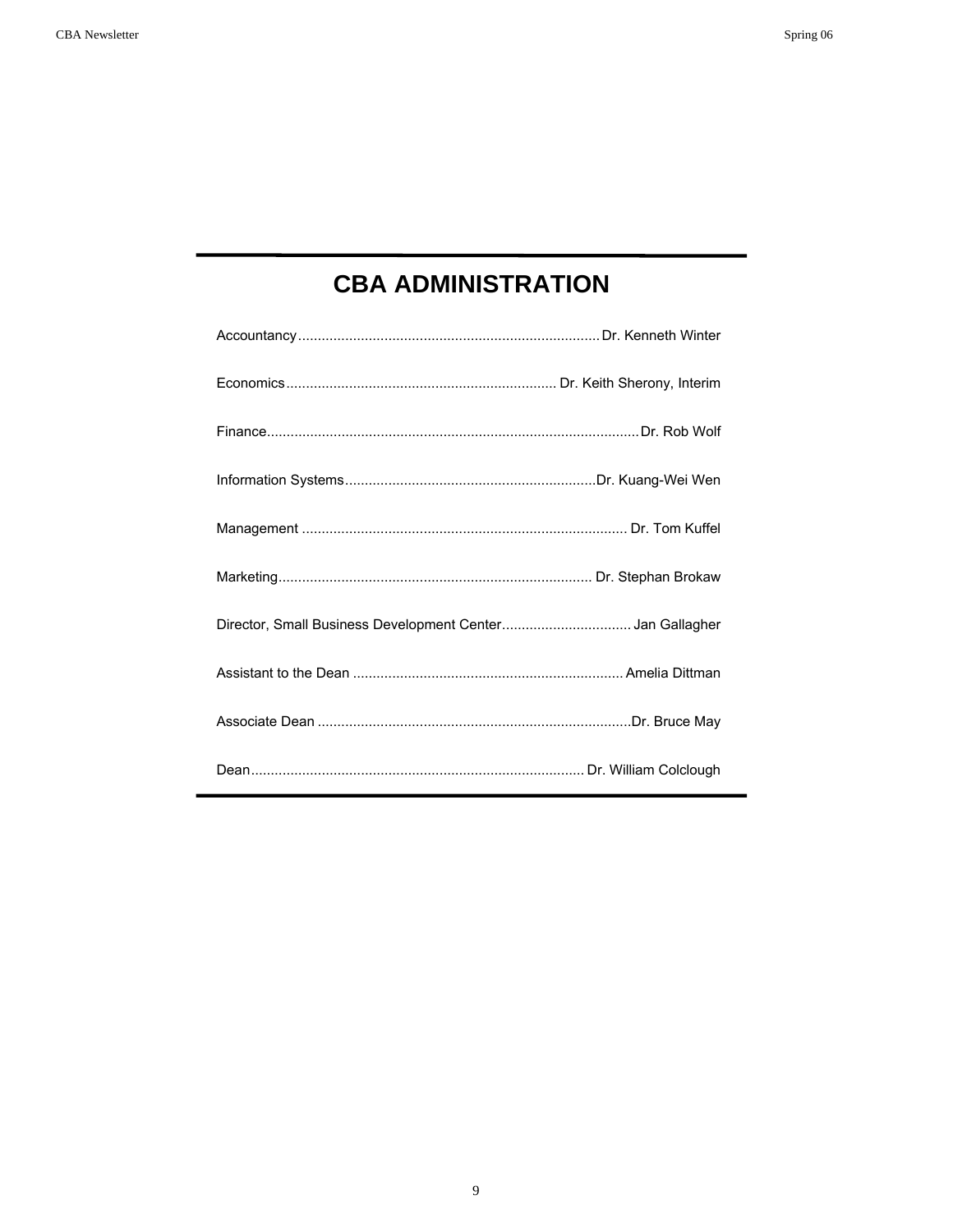# CBA ADMINISTRATION

Accountancy............................................................................Dr. Kenneth Winter

Economics.................................................................... Dr. Keith Sherony, Interim

Finance..............................................................................................Dr. Rob Wolf

Information Systems................................................................Dr. Kuang-Wei Wen

Management .................................................................................. Dr. Tom Kuffel

Marketing............................................................................... Dr. Stephan Brokaw

Director, Small Business Development Center................................. Jan Gallagher

Assistant to the Dean ..................................................................... Amelia Dittman

Associate Dean ................................................................................Dr. Bruce May

Dean.................................................................................... Dr. William Colclough